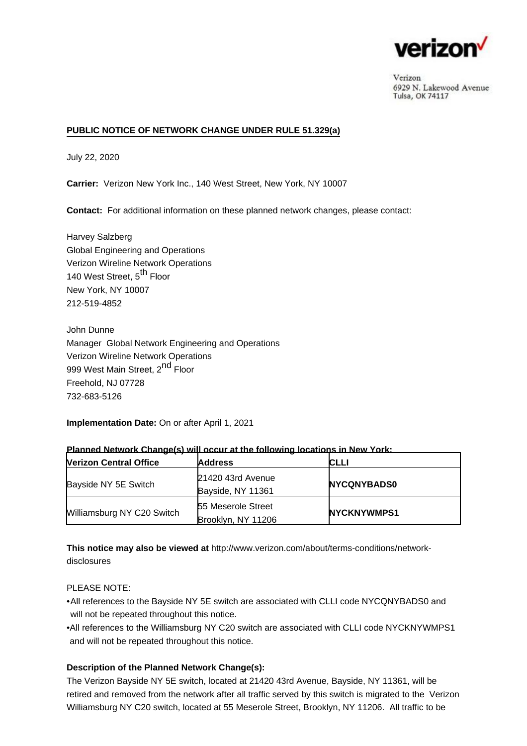verizon

Verizon
6929 N. Lakewood Avenue
Tulsa, OK 74117

**PUBLIC NOTICE OF NETWORK CHANGE UNDER RULE 51.329(a)**

July 22, 2020

**Carrier:** Verizon New York Inc., 140 West Street, New York, NY 10007

**Contact:** For additional information on these planned network changes, please contact:

Harvey Salzberg
Global Engineering and Operations
Verizon Wireline Network Operations
140 West Street, 5th Floor
New York, NY 10007
212-519-4852

John Dunne
Manager Global Network Engineering and Operations
Verizon Wireline Network Operations
999 West Main Street, 2nd Floor
Freehold, NJ 07728
732-683-5126

**Implementation Date:** On or after April 1, 2021

**Planned Network Change(s) will occur at the following locations in New York:**

| Verizon Central Office | Address | CLLI |
|---|---|---|
| Bayside NY 5E Switch | 21420 43rd Avenue Bayside, NY 11361 | **NYCQNYBADS0** |
| Williamsburg NY C20 Switch | 55 Meserole Street Brooklyn, NY 11206 | **NYCKNYWMPS1** |

**This notice may also be viewed at** http://www.verizon.com/about/terms-conditions/network-disclosures

PLEASE NOTE:

- All references to the Bayside NY 5E switch are associated with CLLI code NYCQNYBADS0 and will not be repeated throughout this notice.
- All references to the Williamsburg NY C20 switch are associated with CLLI code NYCKNYWMPS1 and will not be repeated throughout this notice.

**Description of the Planned Network Change(s):**

The Verizon Bayside NY 5E switch, located at 21420 43rd Avenue, Bayside, NY 11361, will be retired and removed from the network after all traffic served by this switch is migrated to the Verizon Williamsburg NY C20 switch, located at 55 Meserole Street, Brooklyn, NY 11206. All traffic to be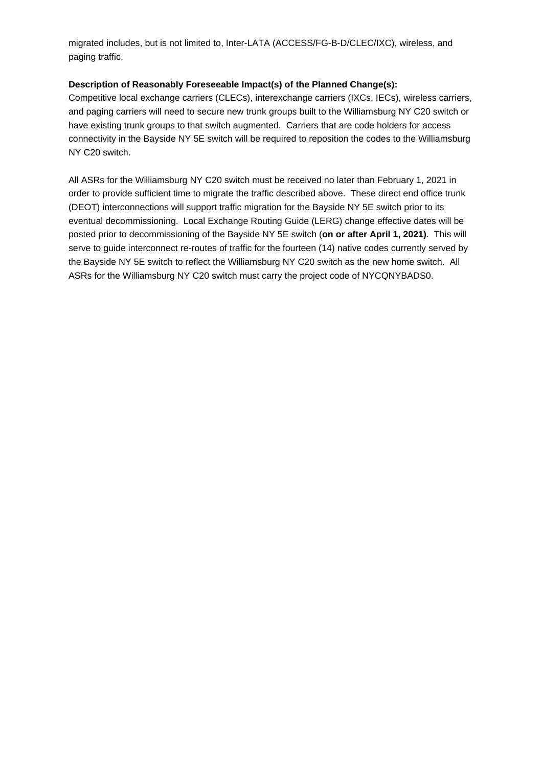migrated includes, but is not limited to, Inter-LATA (ACCESS/FG-B-D/CLEC/IXC), wireless, and paging traffic.

**Description of Reasonably Foreseeable Impact(s) of the Planned Change(s):**
Competitive local exchange carriers (CLECs), interexchange carriers (IXCs, IECs), wireless carriers, and paging carriers will need to secure new trunk groups built to the Williamsburg NY C20 switch or have existing trunk groups to that switch augmented. Carriers that are code holders for access connectivity in the Bayside NY 5E switch will be required to reposition the codes to the Williamsburg NY C20 switch.

All ASRs for the Williamsburg NY C20 switch must be received no later than February 1, 2021 in order to provide sufficient time to migrate the traffic described above. These direct end office trunk (DEOT) interconnections will support traffic migration for the Bayside NY 5E switch prior to its eventual decommissioning. Local Exchange Routing Guide (LERG) change effective dates will be posted prior to decommissioning of the Bayside NY 5E switch (**on or after April 1, 2021)**. This will serve to guide interconnect re-routes of traffic for the fourteen (14) native codes currently served by the Bayside NY 5E switch to reflect the Williamsburg NY C20 switch as the new home switch. All ASRs for the Williamsburg NY C20 switch must carry the project code of NYCQNYBADS0.